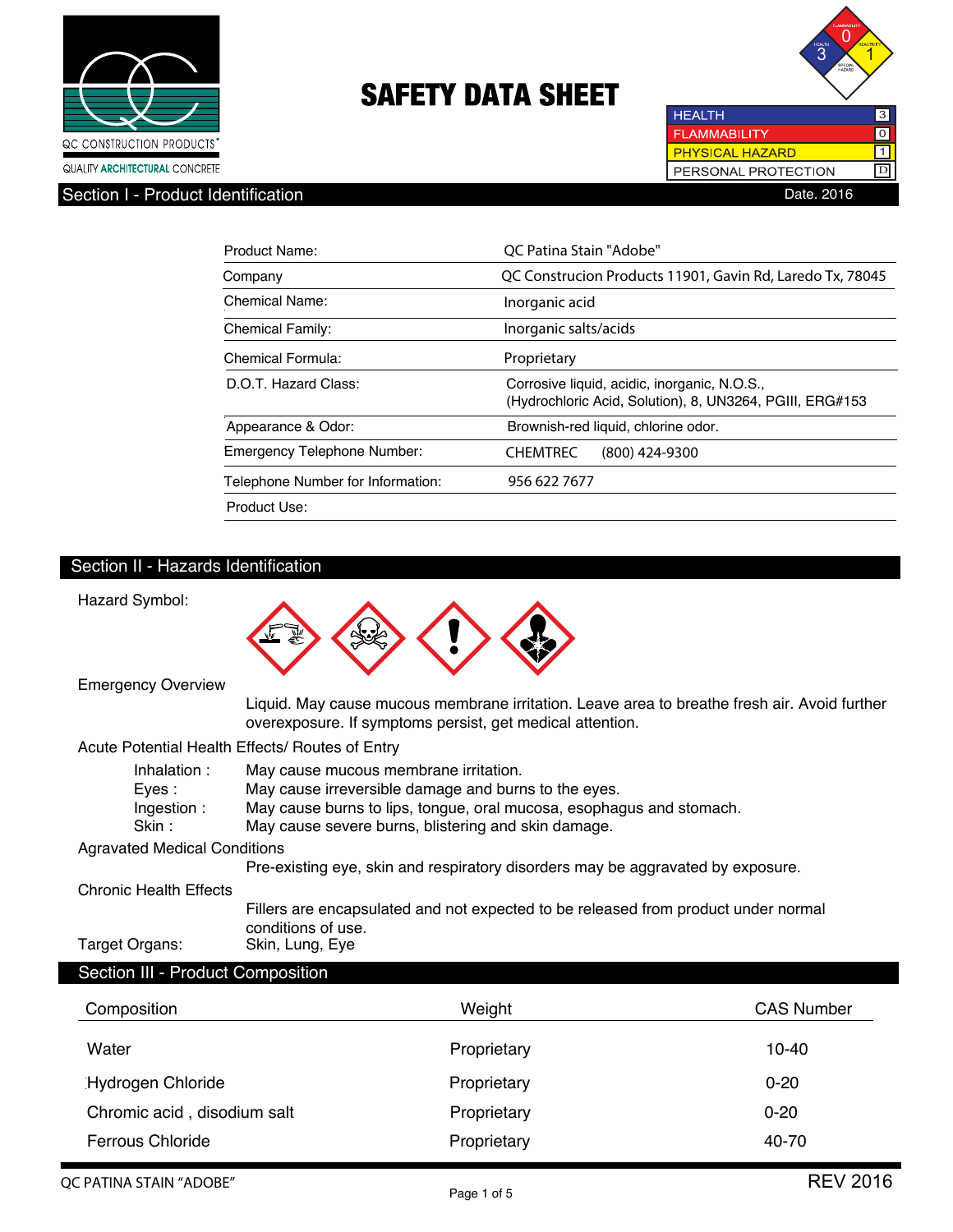QC CONSTRUCTION PRODUCTS®
QUALITY ARCHITECTURAL CONCRETE

# SAFETY DATA SHEET

| | |
|---|---|
| HEALTH | 3 |
| FLAMMABILITY | 0 |
| PHYSICAL HAZARD | 1 |
| PERSONAL PROTECTION | D |

## Section I - Product Identification

Date. 2016

| | |
|---|---|
| Product Name: | QC Patina Stain "Adobe" |
| Company | QC Construcion Products 11901, Gavin Rd, Laredo Tx, 78045 |
| Chemical Name: | Inorganic acid |
| Chemical Family: | Inorganic salts/acids |
| Chemical Formula: | Proprietary |
| D.O.T. Hazard Class: | Corrosive liquid, acidic, inorganic, N.O.S., (Hydrochloric Acid, Solution), 8, UN3264, PGIII, ERG#153 |
| Appearance & Odor: | Brownish-red liquid, chlorine odor. |
| Emergency Telephone Number: | CHEMTREC (800) 424-9300 |
| Telephone Number for Information: | 956 622 7677 |
| Product Use: | |

## Section II - Hazards Identification

Hazard Symbol:

Emergency Overview

Liquid. May cause mucous membrane irritation. Leave area to breathe fresh air. Avoid further overexposure. If symptoms persist, get medical attention.

Acute Potential Health Effects/ Routes of Entry

- Inhalation : May cause mucous membrane irritation.
- Eyes : May cause irreversible damage and burns to the eyes.
- Ingestion : May cause burns to lips, tongue, oral mucosa, esophagus and stomach.
- Skin : May cause severe burns, blistering and skin damage.

Agravated Medical Conditions

Pre-existing eye, skin and respiratory disorders may be aggravated by exposure.

Chronic Health Effects

Fillers are encapsulated and not expected to be released from product under normal conditions of use.

Target Organs: Skin, Lung, Eye

## Section III - Product Composition

| Composition | Weight | CAS Number |
|---|---|---|
| Water | Proprietary | 10-40 |
| Hydrogen Chloride | Proprietary | 0-20 |
| Chromic acid , disodium salt | Proprietary | 0-20 |
| Ferrous Chloride | Proprietary | 40-70 |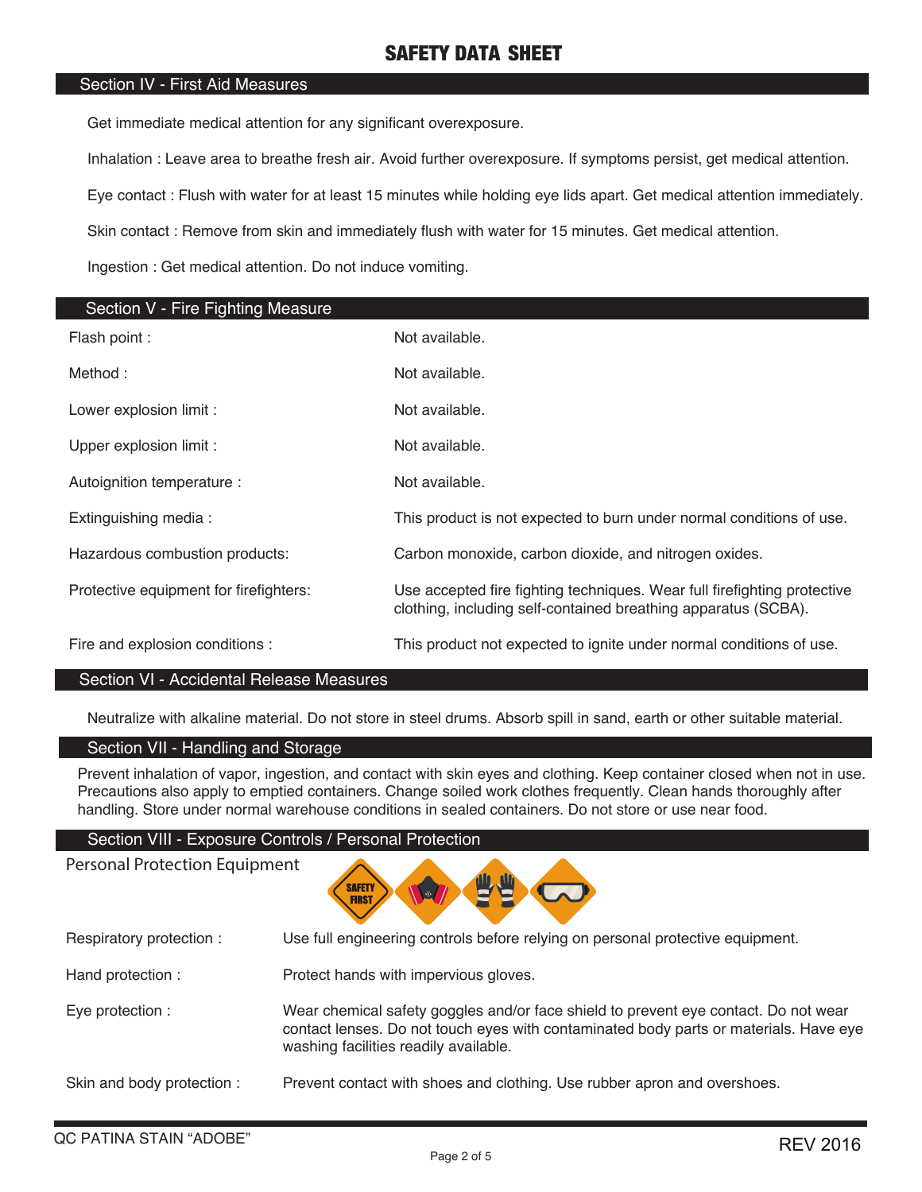# SAFETY DATA SHEET

## Section IV - First Aid Measures

Get immediate medical attention for any significant overexposure.

Inhalation : Leave area to breathe fresh air. Avoid further overexposure. If symptoms persist, get medical attention.

Eye contact : Flush with water for at least 15 minutes while holding eye lids apart. Get medical attention immediately.

Skin contact : Remove from skin and immediately flush with water for 15 minutes. Get medical attention.

Ingestion : Get medical attention. Do not induce vomiting.

## Section V - Fire Fighting Measure

| | |
|---|---|
| Flash point : | Not available. |
| Method : | Not available. |
| Lower explosion limit : | Not available. |
| Upper explosion limit : | Not available. |
| Autoignition temperature : | Not available. |
| Extinguishing media : | This product is not expected to burn under normal conditions of use. |
| Hazardous combustion products: | Carbon monoxide, carbon dioxide, and nitrogen oxides. |
| Protective equipment for firefighters: | Use accepted fire fighting techniques. Wear full firefighting protective clothing, including self-contained breathing apparatus (SCBA). |
| Fire and explosion conditions : | This product not expected to ignite under normal conditions of use. |

## Section VI - Accidental Release Measures

Neutralize with alkaline material. Do not store in steel drums. Absorb spill in sand, earth or other suitable material.

## Section VII - Handling and Storage

Prevent inhalation of vapor, ingestion, and contact with skin eyes and clothing. Keep container closed when not in use. Precautions also apply to emptied containers. Change soiled work clothes frequently. Clean hands thoroughly after handling. Store under normal warehouse conditions in sealed containers. Do not store or use near food.

## Section VIII - Exposure Controls / Personal Protection

Personal Protection Equipment

SAFETY FIRST

| | |
|---|---|
| Respiratory protection : | Use full engineering controls before relying on personal protective equipment. |
| Hand protection : | Protect hands with impervious gloves. |
| Eye protection : | Wear chemical safety goggles and/or face shield to prevent eye contact. Do not wear contact lenses. Do not touch eyes with contaminated body parts or materials. Have eye washing facilities readily available. |
| Skin and body protection : | Prevent contact with shoes and clothing. Use rubber apron and overshoes. |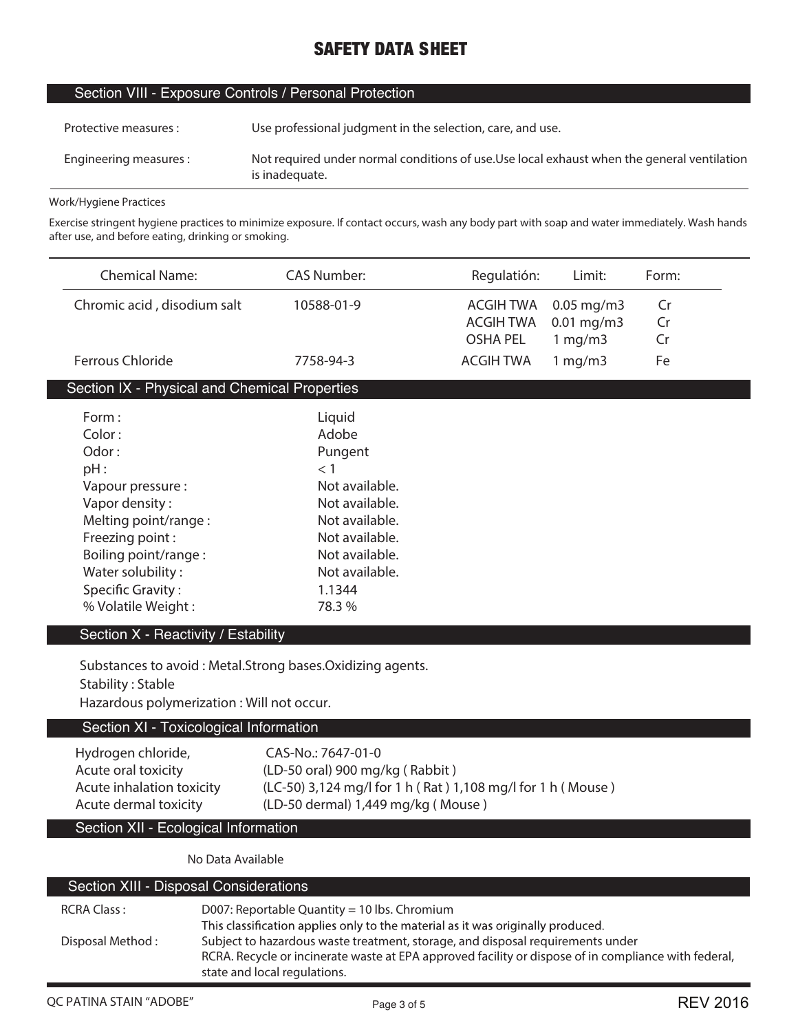# SAFETY DATA SHEET

## Section VIII - Exposure Controls / Personal Protection

| | |
|---|---|
| Protective measures : | Use professional judgment in the selection, care, and use. |
| Engineering measures : | Not required under normal conditions of use.Use local exhaust when the general ventilation is inadequate. |

Work/Hygiene Practices

Exercise stringent hygiene practices to minimize exposure. If contact occurs, wash any body part with soap and water immediately. Wash hands after use, and before eating, drinking or smoking.

| Chemical Name: | CAS Number: | Regulatión: | Limit: | Form: |
|---|---|---|---|---|
| Chromic acid , disodium salt | 10588-01-9 | ACGIH TWA | 0.05 mg/m3 | Cr |
| | | ACGIH TWA | 0.01 mg/m3 | Cr |
| | | OSHA PEL | 1 mg/m3 | Cr |
| Ferrous Chloride | 7758-94-3 | ACGIH TWA | 1 mg/m3 | Fe |

## Section IX - Physical and Chemical Properties

| | |
|---|---|
| Form : | Liquid |
| Color : | Adobe |
| Odor : | Pungent |
| pH : | < 1 |
| Vapour pressure : | Not available. |
| Vapor density : | Not available. |
| Melting point/range : | Not available. |
| Freezing point : | Not available. |
| Boiling point/range : | Not available. |
| Water solubility : | Not available. |
| Specific Gravity : | 1.1344 |
| % Volatile Weight : | 78.3 % |

## Section X - Reactivity / Estability

Substances to avoid : Metal.Strong bases.Oxidizing agents.

Stability : Stable

Hazardous polymerization : Will not occur.

## Section XI - Toxicological Information

| | |
|---|---|
| Hydrogen chloride, | CAS-No.: 7647-01-0 |
| Acute oral toxicity | (LD-50 oral) 900 mg/kg ( Rabbit ) |
| Acute inhalation toxicity | (LC-50) 3,124 mg/l for 1 h ( Rat ) 1,108 mg/l for 1 h ( Mouse ) |
| Acute dermal toxicity | (LD-50 dermal) 1,449 mg/kg ( Mouse ) |

## Section XII - Ecological Information

No Data Available

## Section XIII - Disposal Considerations

| | |
|---|---|
| RCRA Class : | D007: Reportable Quantity = 10 lbs. Chromium<br>This classification applies only to the material as it was originally produced. |
| Disposal Method : | Subject to hazardous waste treatment, storage, and disposal requirements under RCRA. Recycle or incinerate waste at EPA approved facility or dispose of in compliance with federal, state and local regulations. |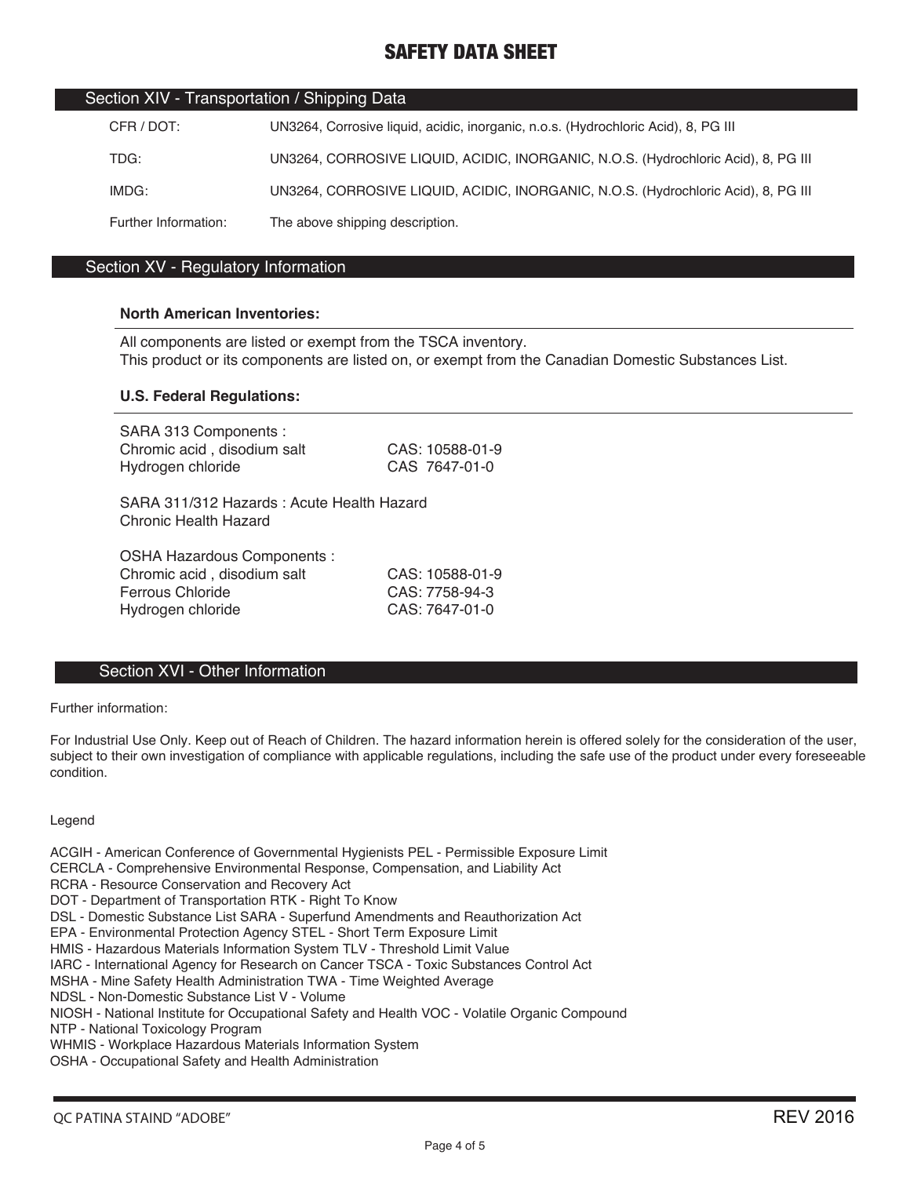# SAFETY DATA SHEET

## Section XIV - Transportation / Shipping Data

| | |
|---|---|
| CFR / DOT: | UN3264, Corrosive liquid, acidic, inorganic, n.o.s. (Hydrochloric Acid), 8, PG III |
| TDG: | UN3264, CORROSIVE LIQUID, ACIDIC, INORGANIC, N.O.S. (Hydrochloric Acid), 8, PG III |
| IMDG: | UN3264, CORROSIVE LIQUID, ACIDIC, INORGANIC, N.O.S. (Hydrochloric Acid), 8, PG III |
| Further Information: | The above shipping description. |

## Section XV - Regulatory Information

**North American Inventories:**

All components are listed or exempt from the TSCA inventory.
This product or its components are listed on, or exempt from the Canadian Domestic Substances List.

**U.S. Federal Regulations:**

SARA 313 Components :

| | |
|---|---|
| Chromic acid , disodium salt | CAS: 10588-01-9 |
| Hydrogen chloride | CAS 7647-01-0 |

SARA 311/312 Hazards : Acute Health Hazard
Chronic Health Hazard

OSHA Hazardous Components :

| | |
|---|---|
| Chromic acid , disodium salt | CAS: 10588-01-9 |
| Ferrous Chloride | CAS: 7758-94-3 |
| Hydrogen chloride | CAS: 7647-01-0 |

## Section XVI - Other Information

Further information:

For Industrial Use Only. Keep out of Reach of Children. The hazard information herein is offered solely for the consideration of the user, subject to their own investigation of compliance with applicable regulations, including the safe use of the product under every foreseeable condition.

Legend

ACGIH - American Conference of Governmental Hygienists PEL - Permissible Exposure Limit
CERCLA - Comprehensive Environmental Response, Compensation, and Liability Act
RCRA - Resource Conservation and Recovery Act
DOT - Department of Transportation RTK - Right To Know
DSL - Domestic Substance List SARA - Superfund Amendments and Reauthorization Act
EPA - Environmental Protection Agency STEL - Short Term Exposure Limit
HMIS - Hazardous Materials Information System TLV - Threshold Limit Value
IARC - International Agency for Research on Cancer TSCA - Toxic Substances Control Act
MSHA - Mine Safety Health Administration TWA - Time Weighted Average
NDSL - Non-Domestic Substance List V - Volume
NIOSH - National Institute for Occupational Safety and Health VOC - Volatile Organic Compound
NTP - National Toxicology Program
WHMIS - Workplace Hazardous Materials Information System
OSHA - Occupational Safety and Health Administration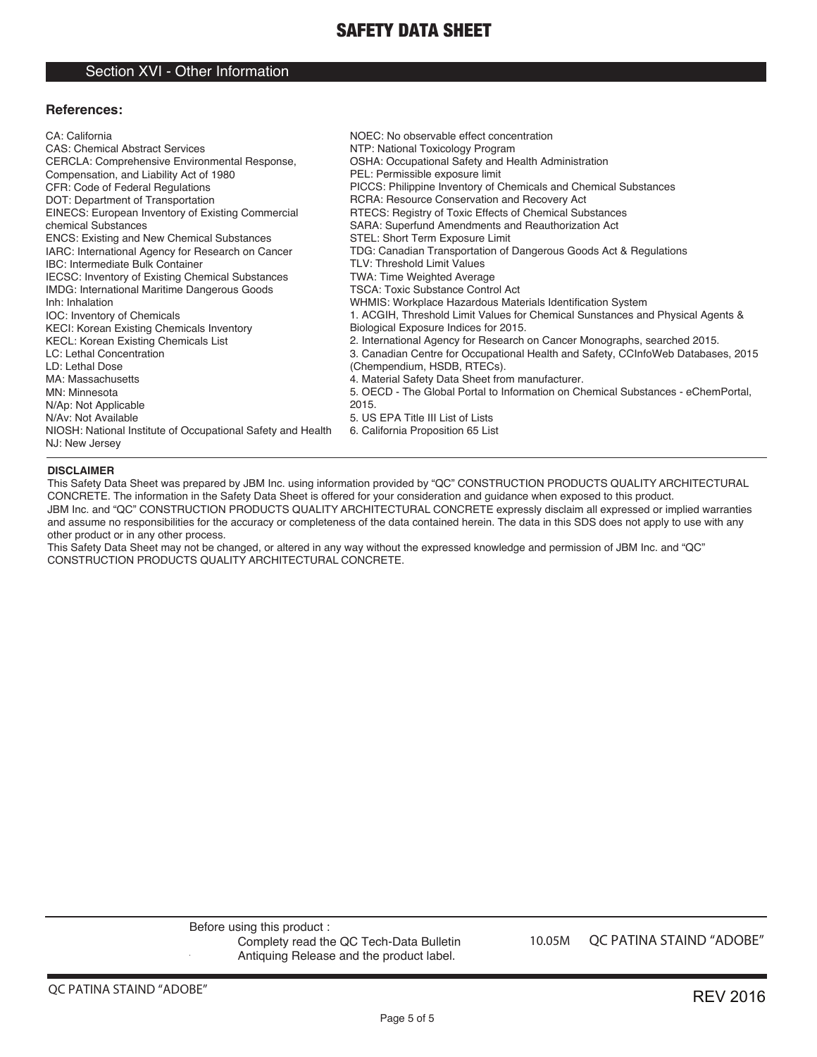## Section XVI - Other Information

### References:

CA: California
CAS: Chemical Abstract Services
CERCLA: Comprehensive Environmental Response, Compensation, and Liability Act of 1980
CFR: Code of Federal Regulations
DOT: Department of Transportation
EINECS: European Inventory of Existing Commercial chemical Substances
ENCS: Existing and New Chemical Substances
IARC: International Agency for Research on Cancer
IBC: Intermediate Bulk Container
IECSC: Inventory of Existing Chemical Substances
IMDG: International Maritime Dangerous Goods
Inh: Inhalation
IOC: Inventory of Chemicals
KECI: Korean Existing Chemicals Inventory
KECL: Korean Existing Chemicals List
LC: Lethal Concentration
LD: Lethal Dose
MA: Massachusetts
MN: Minnesota
N/Ap: Not Applicable
N/Av: Not Available
NIOSH: National Institute of Occupational Safety and Health
NJ: New Jersey
NOEC: No observable effect concentration
NTP: National Toxicology Program
OSHA: Occupational Safety and Health Administration
PEL: Permissible exposure limit
PICCS: Philippine Inventory of Chemicals and Chemical Substances
RCRA: Resource Conservation and Recovery Act
RTECS: Registry of Toxic Effects of Chemical Substances
SARA: Superfund Amendments and Reauthorization Act
STEL: Short Term Exposure Limit
TDG: Canadian Transportation of Dangerous Goods Act & Regulations
TLV: Threshold Limit Values
TWA: Time Weighted Average
TSCA: Toxic Substance Control Act
WHMIS: Workplace Hazardous Materials Identification System

1. ACGIH, Threshold Limit Values for Chemical Sunstances and Physical Agents & Biological Exposure Indices for 2015.
2. International Agency for Research on Cancer Monographs, searched 2015.
3. Canadian Centre for Occupational Health and Safety, CCInfoWeb Databases, 2015 (Chempendium, HSDB, RTECs).
4. Material Safety Data Sheet from manufacturer.
5. OECD - The Global Portal to Information on Chemical Substances - eChemPortal, 2015.
5. US EPA Title III List of Lists
6. California Proposition 65 List

**DISCLAIMER**

This Safety Data Sheet was prepared by JBM Inc. using information provided by "QC" CONSTRUCTION PRODUCTS QUALITY ARCHITECTURAL CONCRETE. The information in the Safety Data Sheet is offered for your consideration and guidance when exposed to this product.
JBM Inc. and "QC" CONSTRUCTION PRODUCTS QUALITY ARCHITECTURAL CONCRETE expressly disclaim all expressed or implied warranties and assume no responsibilities for the accuracy or completeness of the data contained herein. The data in this SDS does not apply to use with any other product or in any other process.
This Safety Data Sheet may not be changed, or altered in any way without the expressed knowledge and permission of JBM Inc. and "QC" CONSTRUCTION PRODUCTS QUALITY ARCHITECTURAL CONCRETE.

Before using this product :
Complety read the QC Tech-Data Bulletin
Antiquing Release and the product label.

10.05M QC PATINA STAIND "ADOBE"